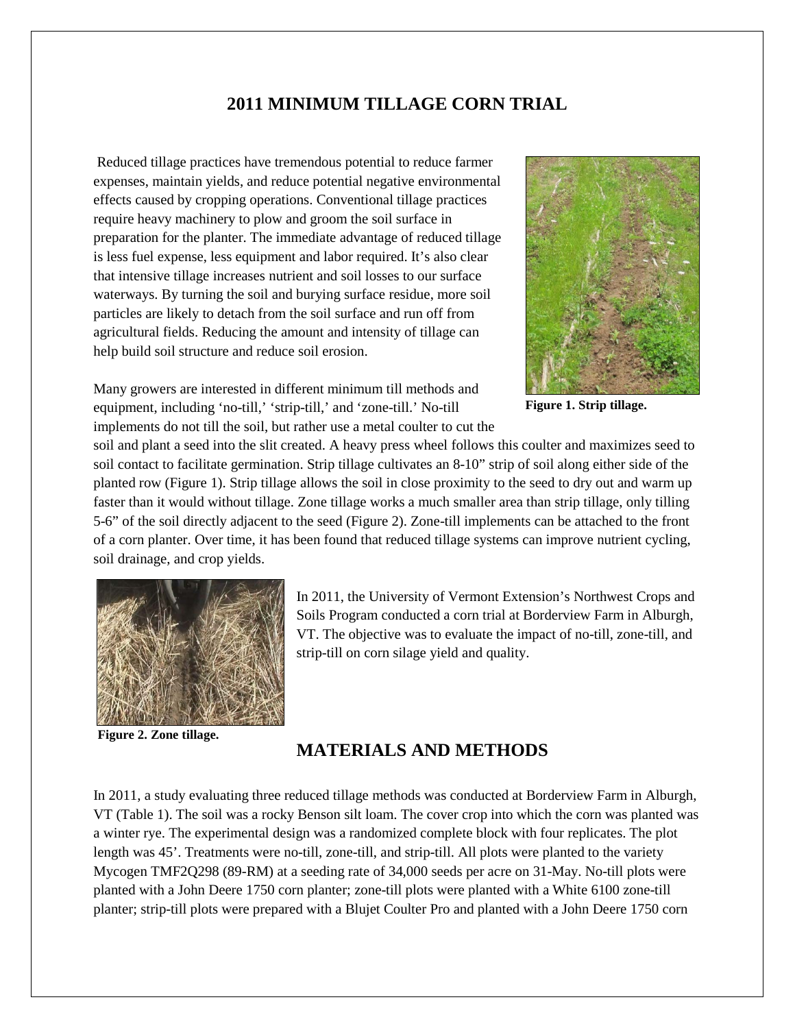# 2011 MINIMUM TILLAGE CORN TRIAL

Reduced tillage practices have tremendous potential to reduce farmer expenses, maintain yields, and reduce potential negative environmental effects caused by cropping operations. Conventional tillage practices require heavy machinery to plow and groom the soil surface in preparation for the planter. The immediate advantage of reduced tillage is less fuel expense, less equipment and labor required. It's also clear that intensive tillage increases nutrient and soil losses to our surface waterways. By turning the soil and burying surface residue, more soil particles are likely to detach from the soil surface and run off from agricultural fields. Reducing the amount and intensity of tillage can help build soil structure and reduce soil erosion.

**Figure 1. Strip tillage.**

Many growers are interested in different minimum till methods and equipment, including 'no-till,' 'strip-till,' and 'zone-till.' No-till implements do not till the soil, but rather use a metal coulter to cut the soil and plant a seed into the slit created. A heavy press wheel follows this coulter and maximizes seed to soil contact to facilitate germination. Strip tillage cultivates an 8-10" strip of soil along either side of the planted row (Figure 1). Strip tillage allows the soil in close proximity to the seed to dry out and warm up faster than it would without tillage. Zone tillage works a much smaller area than strip tillage, only tilling 5-6" of the soil directly adjacent to the seed (Figure 2). Zone-till implements can be attached to the front of a corn planter. Over time, it has been found that reduced tillage systems can improve nutrient cycling, soil drainage, and crop yields.

In 2011, the University of Vermont Extension's Northwest Crops and Soils Program conducted a corn trial at Borderview Farm in Alburgh, VT. The objective was to evaluate the impact of no-till, zone-till, and strip-till on corn silage yield and quality.

**Figure 2. Zone tillage.**

## MATERIALS AND METHODS

In 2011, a study evaluating three reduced tillage methods was conducted at Borderview Farm in Alburgh, VT (Table 1). The soil was a rocky Benson silt loam. The cover crop into which the corn was planted was a winter rye. The experimental design was a randomized complete block with four replicates. The plot length was 45'. Treatments were no-till, zone-till, and strip-till. All plots were planted to the variety Mycogen TMF2Q298 (89-RM) at a seeding rate of 34,000 seeds per acre on 31-May. No-till plots were planted with a John Deere 1750 corn planter; zone-till plots were planted with a White 6100 zone-till planter; strip-till plots were prepared with a Blujet Coulter Pro and planted with a John Deere 1750 corn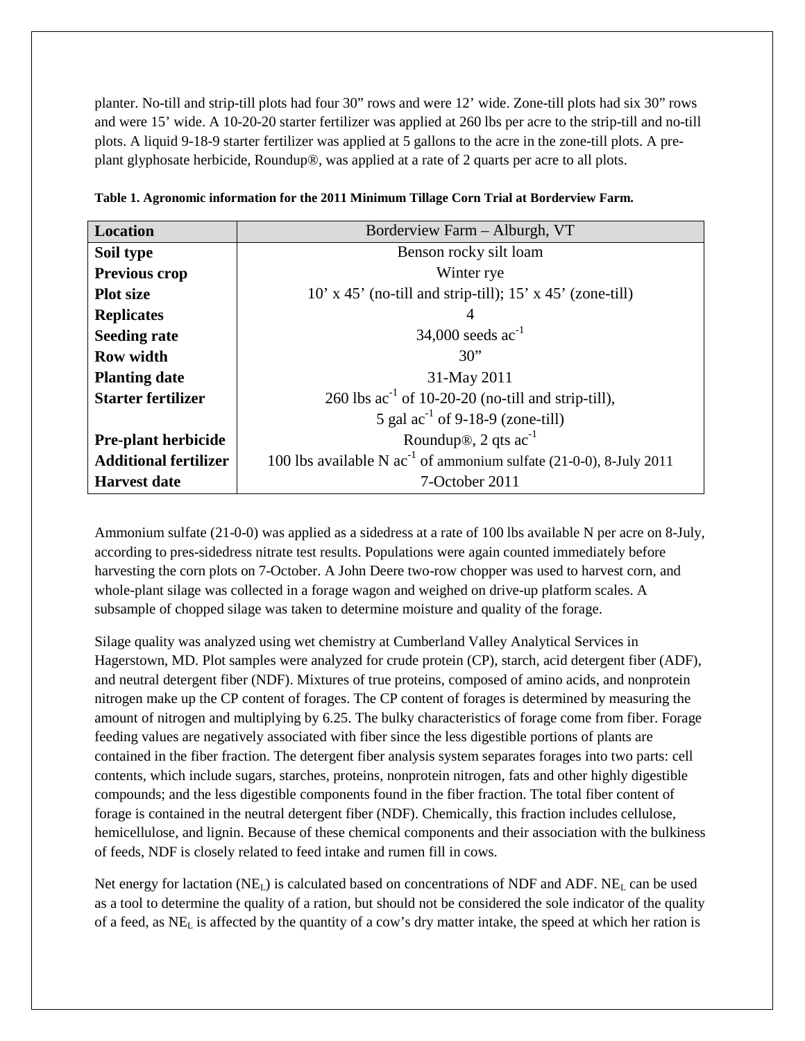planter. No-till and strip-till plots had four 30" rows and were 12' wide. Zone-till plots had six 30" rows and were 15' wide. A 10-20-20 starter fertilizer was applied at 260 lbs per acre to the strip-till and no-till plots. A liquid 9-18-9 starter fertilizer was applied at 5 gallons to the acre in the zone-till plots. A pre-plant glyphosate herbicide, Roundup®, was applied at a rate of 2 quarts per acre to all plots.

**Table 1. Agronomic information for the 2011 Minimum Tillage Corn Trial at Borderview Farm.**

| **Location** | Borderview Farm – Alburgh, VT |
|---|---|
| **Soil type** | Benson rocky silt loam |
| **Previous crop** | Winter rye |
| **Plot size** | 10' x 45' (no-till and strip-till); 15' x 45' (zone-till) |
| **Replicates** | 4 |
| **Seeding rate** | 34,000 seeds $ac^{-1}$ |
| **Row width** | 30" |
| **Planting date** | 31-May 2011 |
| **Starter fertilizer** | 260 lbs $ac^{-1}$ of 10-20-20 (no-till and strip-till), 5 gal $ac^{-1}$ of 9-18-9 (zone-till) |
| **Pre-plant herbicide** | Roundup®, 2 qts $ac^{-1}$ |
| **Additional fertilizer** | 100 lbs available N $ac^{-1}$ of ammonium sulfate (21-0-0), 8-July 2011 |
| **Harvest date** | 7-October 2011 |

Ammonium sulfate (21-0-0) was applied as a sidedress at a rate of 100 lbs available N per acre on 8-July, according to pres-sidedress nitrate test results. Populations were again counted immediately before harvesting the corn plots on 7-October. A John Deere two-row chopper was used to harvest corn, and whole-plant silage was collected in a forage wagon and weighed on drive-up platform scales. A subsample of chopped silage was taken to determine moisture and quality of the forage.

Silage quality was analyzed using wet chemistry at Cumberland Valley Analytical Services in Hagerstown, MD. Plot samples were analyzed for crude protein (CP), starch, acid detergent fiber (ADF), and neutral detergent fiber (NDF). Mixtures of true proteins, composed of amino acids, and nonprotein nitrogen make up the CP content of forages. The CP content of forages is determined by measuring the amount of nitrogen and multiplying by 6.25. The bulky characteristics of forage come from fiber. Forage feeding values are negatively associated with fiber since the less digestible portions of plants are contained in the fiber fraction. The detergent fiber analysis system separates forages into two parts: cell contents, which include sugars, starches, proteins, nonprotein nitrogen, fats and other highly digestible compounds; and the less digestible components found in the fiber fraction. The total fiber content of forage is contained in the neutral detergent fiber (NDF). Chemically, this fraction includes cellulose, hemicellulose, and lignin. Because of these chemical components and their association with the bulkiness of feeds, NDF is closely related to feed intake and rumen fill in cows.

Net energy for lactation ($NE_L$) is calculated based on concentrations of NDF and ADF. $NE_L$ can be used as a tool to determine the quality of a ration, but should not be considered the sole indicator of the quality of a feed, as $NE_L$ is affected by the quantity of a cow's dry matter intake, the speed at which her ration is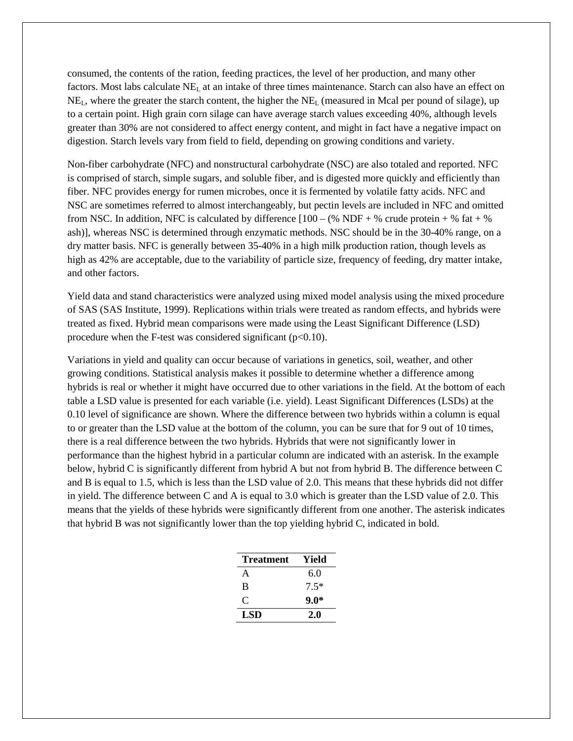consumed, the contents of the ration, feeding practices, the level of her production, and many other factors. Most labs calculate $NE_L$ at an intake of three times maintenance. Starch can also have an effect on $NE_L$, where the greater the starch content, the higher the $NE_L$ (measured in Mcal per pound of silage), up to a certain point. High grain corn silage can have average starch values exceeding 40%, although levels greater than 30% are not considered to affect energy content, and might in fact have a negative impact on digestion. Starch levels vary from field to field, depending on growing conditions and variety.

Non-fiber carbohydrate (NFC) and nonstructural carbohydrate (NSC) are also totaled and reported. NFC is comprised of starch, simple sugars, and soluble fiber, and is digested more quickly and efficiently than fiber. NFC provides energy for rumen microbes, once it is fermented by volatile fatty acids. NFC and NSC are sometimes referred to almost interchangeably, but pectin levels are included in NFC and omitted from NSC. In addition, NFC is calculated by difference [100 – (% NDF + % crude protein + % fat + % ash)], whereas NSC is determined through enzymatic methods. NSC should be in the 30-40% range, on a dry matter basis. NFC is generally between 35-40% in a high milk production ration, though levels as high as 42% are acceptable, due to the variability of particle size, frequency of feeding, dry matter intake, and other factors.

Yield data and stand characteristics were analyzed using mixed model analysis using the mixed procedure of SAS (SAS Institute, 1999). Replications within trials were treated as random effects, and hybrids were treated as fixed. Hybrid mean comparisons were made using the Least Significant Difference (LSD) procedure when the F-test was considered significant ($p<0.10$).

Variations in yield and quality can occur because of variations in genetics, soil, weather, and other growing conditions. Statistical analysis makes it possible to determine whether a difference among hybrids is real or whether it might have occurred due to other variations in the field. At the bottom of each table a LSD value is presented for each variable (i.e. yield). Least Significant Differences (LSDs) at the 0.10 level of significance are shown. Where the difference between two hybrids within a column is equal to or greater than the LSD value at the bottom of the column, you can be sure that for 9 out of 10 times, there is a real difference between the two hybrids. Hybrids that were not significantly lower in performance than the highest hybrid in a particular column are indicated with an asterisk. In the example below, hybrid C is significantly different from hybrid A but not from hybrid B. The difference between C and B is equal to 1.5, which is less than the LSD value of 2.0. This means that these hybrids did not differ in yield. The difference between C and A is equal to 3.0 which is greater than the LSD value of 2.0. This means that the yields of these hybrids were significantly different from one another. The asterisk indicates that hybrid B was not significantly lower than the top yielding hybrid C, indicated in bold.

| Treatment | Yield |
|---|---|
| A | 6.0 |
| B | 7.5* |
| C | **9.0*** |
| **LSD** | **2.0** |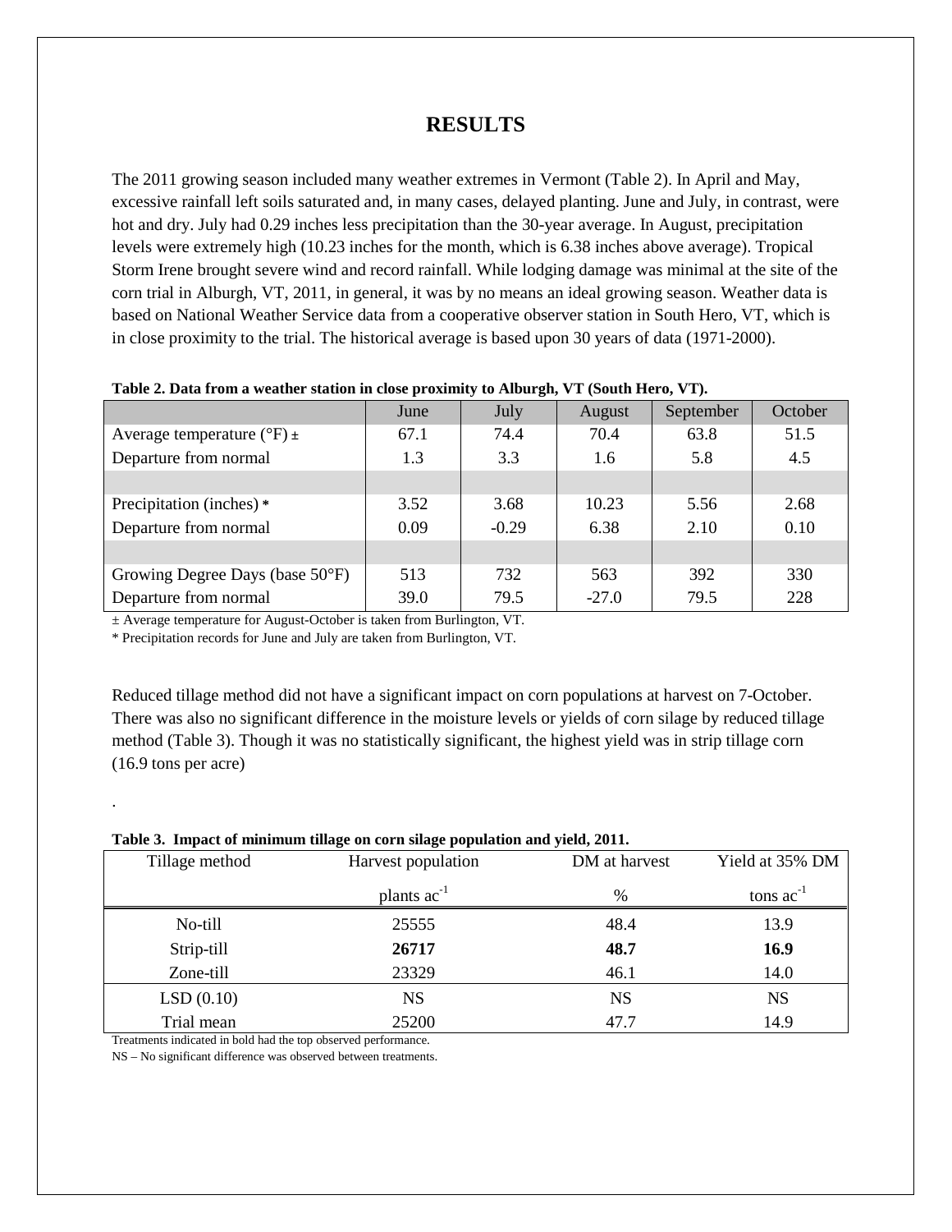# RESULTS

The 2011 growing season included many weather extremes in Vermont (Table 2). In April and May, excessive rainfall left soils saturated and, in many cases, delayed planting. June and July, in contrast, were hot and dry. July had 0.29 inches less precipitation than the 30-year average. In August, precipitation levels were extremely high (10.23 inches for the month, which is 6.38 inches above average). Tropical Storm Irene brought severe wind and record rainfall. While lodging damage was minimal at the site of the corn trial in Alburgh, VT, 2011, in general, it was by no means an ideal growing season. Weather data is based on National Weather Service data from a cooperative observer station in South Hero, VT, which is in close proximity to the trial. The historical average is based upon 30 years of data (1971-2000).

**Table 2. Data from a weather station in close proximity to Alburgh, VT (South Hero, VT).**

| | June | July | August | September | October |
|---|---|---|---|---|---|
| Average temperature (°F) ± | 67.1 | 74.4 | 70.4 | 63.8 | 51.5 |
| Departure from normal | 1.3 | 3.3 | 1.6 | 5.8 | 4.5 |
| | | | | | |
| Precipitation (inches) * | 3.52 | 3.68 | 10.23 | 5.56 | 2.68 |
| Departure from normal | 0.09 | -0.29 | 6.38 | 2.10 | 0.10 |
| | | | | | |
| Growing Degree Days (base 50°F) | 513 | 732 | 563 | 392 | 330 |
| Departure from normal | 39.0 | 79.5 | -27.0 | 79.5 | 228 |

± Average temperature for August-October is taken from Burlington, VT.

* Precipitation records for June and July are taken from Burlington, VT.

Reduced tillage method did not have a significant impact on corn populations at harvest on 7-October. There was also no significant difference in the moisture levels or yields of corn silage by reduced tillage method (Table 3). Though it was no statistically significant, the highest yield was in strip tillage corn (16.9 tons per acre)

.

**Table 3. Impact of minimum tillage on corn silage population and yield, 2011.**

| Tillage method | Harvest population | DM at harvest | Yield at 35% DM |
|---|---|---|---|
| | plants ac$^{-1}$ | % | tons ac$^{-1}$ |
| No-till | 25555 | 48.4 | 13.9 |
| Strip-till | **26717** | **48.7** | **16.9** |
| Zone-till | 23329 | 46.1 | 14.0 |
| LSD (0.10) | NS | NS | NS |
| Trial mean | 25200 | 47.7 | 14.9 |

Treatments indicated in bold had the top observed performance.

NS – No significant difference was observed between treatments.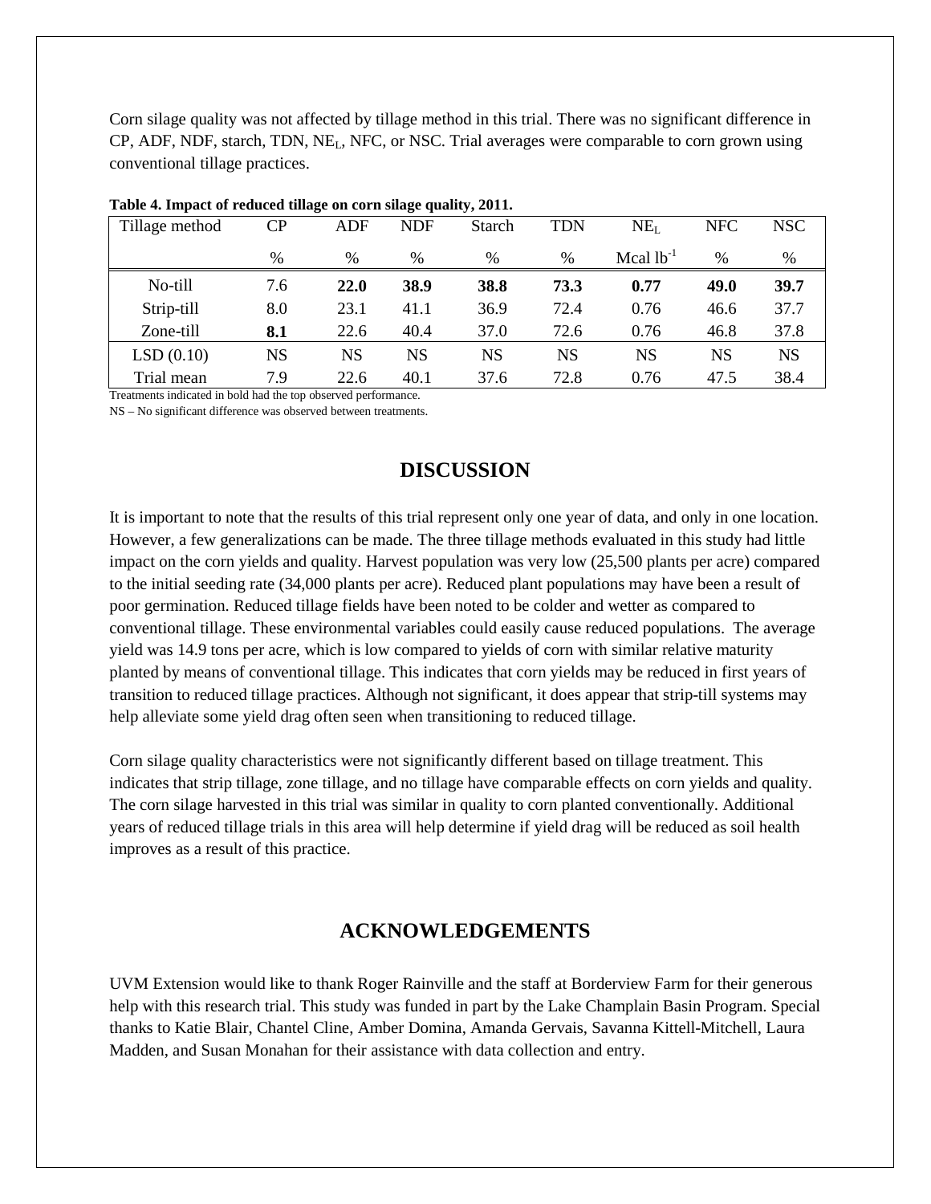Corn silage quality was not affected by tillage method in this trial. There was no significant difference in CP, ADF, NDF, starch, TDN, $NE_L$, NFC, or NSC. Trial averages were comparable to corn grown using conventional tillage practices.

**Table 4. Impact of reduced tillage on corn silage quality, 2011.**

| Tillage method | CP | ADF | NDF | Starch | TDN | $NE_L$ | NFC | NSC |
|---|---|---|---|---|---|---|---|---|
| | % | % | % | % | % | Mcal $lb^{-1}$ | % | % |
| No-till | 7.6 | **22.0** | **38.9** | **38.8** | **73.3** | **0.77** | **49.0** | **39.7** |
| Strip-till | 8.0 | 23.1 | 41.1 | 36.9 | 72.4 | 0.76 | 46.6 | 37.7 |
| Zone-till | **8.1** | 22.6 | 40.4 | 37.0 | 72.6 | 0.76 | 46.8 | 37.8 |
| LSD (0.10) | NS | NS | NS | NS | NS | NS | NS | NS |
| Trial mean | 7.9 | 22.6 | 40.1 | 37.6 | 72.8 | 0.76 | 47.5 | 38.4 |

Treatments indicated in bold had the top observed performance.

NS – No significant difference was observed between treatments.

## DISCUSSION

It is important to note that the results of this trial represent only one year of data, and only in one location. However, a few generalizations can be made. The three tillage methods evaluated in this study had little impact on the corn yields and quality. Harvest population was very low (25,500 plants per acre) compared to the initial seeding rate (34,000 plants per acre). Reduced plant populations may have been a result of poor germination. Reduced tillage fields have been noted to be colder and wetter as compared to conventional tillage. These environmental variables could easily cause reduced populations. The average yield was 14.9 tons per acre, which is low compared to yields of corn with similar relative maturity planted by means of conventional tillage. This indicates that corn yields may be reduced in first years of transition to reduced tillage practices. Although not significant, it does appear that strip-till systems may help alleviate some yield drag often seen when transitioning to reduced tillage.

Corn silage quality characteristics were not significantly different based on tillage treatment. This indicates that strip tillage, zone tillage, and no tillage have comparable effects on corn yields and quality. The corn silage harvested in this trial was similar in quality to corn planted conventionally. Additional years of reduced tillage trials in this area will help determine if yield drag will be reduced as soil health improves as a result of this practice.

## ACKNOWLEDGEMENTS

UVM Extension would like to thank Roger Rainville and the staff at Borderview Farm for their generous help with this research trial. This study was funded in part by the Lake Champlain Basin Program. Special thanks to Katie Blair, Chantel Cline, Amber Domina, Amanda Gervais, Savanna Kittell-Mitchell, Laura Madden, and Susan Monahan for their assistance with data collection and entry.